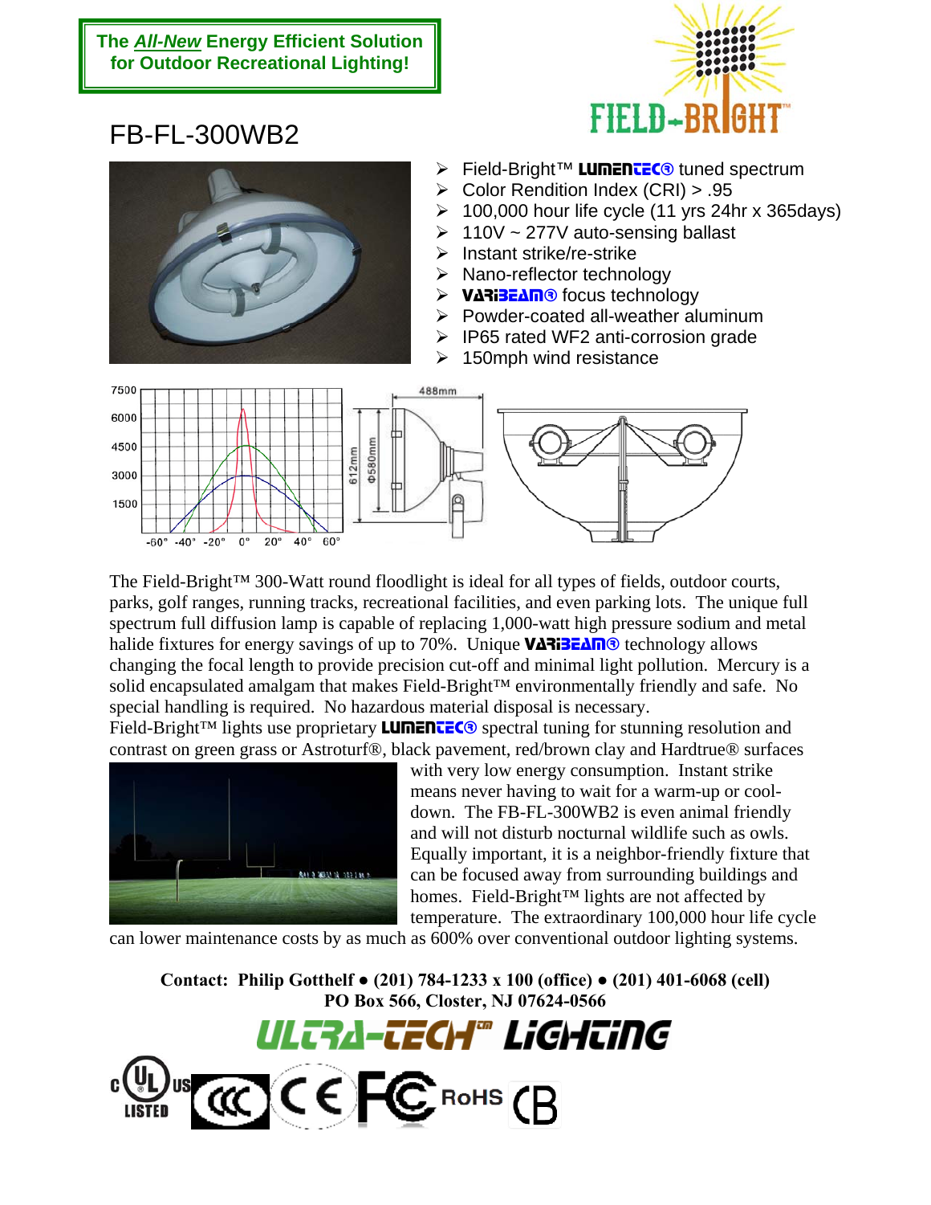**The *All-New* Energy Efficient Solution for Outdoor Recreational Lighting!**

FIELD-BRIGHT™

# FB-FL-300WB2

- Field-Bright™ LUMENTEC® tuned spectrum
- Color Rendition Index (CRI) > .95
- 100,000 hour life cycle (11 yrs 24hr x 365days)
- 110V ~ 277V auto-sensing ballast
- Instant strike/re-strike
- Nano-reflector technology
- VARIBEAM® focus technology
- Powder-coated all-weather aluminum
- IP65 rated WF2 anti-corrosion grade
- 150mph wind resistance

The Field-Bright™ 300-Watt round floodlight is ideal for all types of fields, outdoor courts, parks, golf ranges, running tracks, recreational facilities, and even parking lots. The unique full spectrum full diffusion lamp is capable of replacing 1,000-watt high pressure sodium and metal halide fixtures for energy savings of up to 70%. Unique VARIBEAM® technology allows changing the focal length to provide precision cut-off and minimal light pollution. Mercury is a solid encapsulated amalgam that makes Field-Bright™ environmentally friendly and safe. No special handling is required. No hazardous material disposal is necessary.
Field-Bright™ lights use proprietary LUMENTEC® spectral tuning for stunning resolution and contrast on green grass or Astroturf®, black pavement, red/brown clay and Hardtrue® surfaces with very low energy consumption. Instant strike means never having to wait for a warm-up or cool-down. The FB-FL-300WB2 is even animal friendly and will not disturb nocturnal wildlife such as owls. Equally important, it is a neighbor-friendly fixture that can be focused away from surrounding buildings and homes. Field-Bright™ lights are not affected by temperature. The extraordinary 100,000 hour life cycle can lower maintenance costs by as much as 600% over conventional outdoor lighting systems.

**Contact: Philip Gotthelf • (201) 784-1233 x 100 (office) • (201) 401-6068 (cell)**
**PO Box 566, Closter, NJ 07624-0566**

ULTRA-TECH™ LIGHTING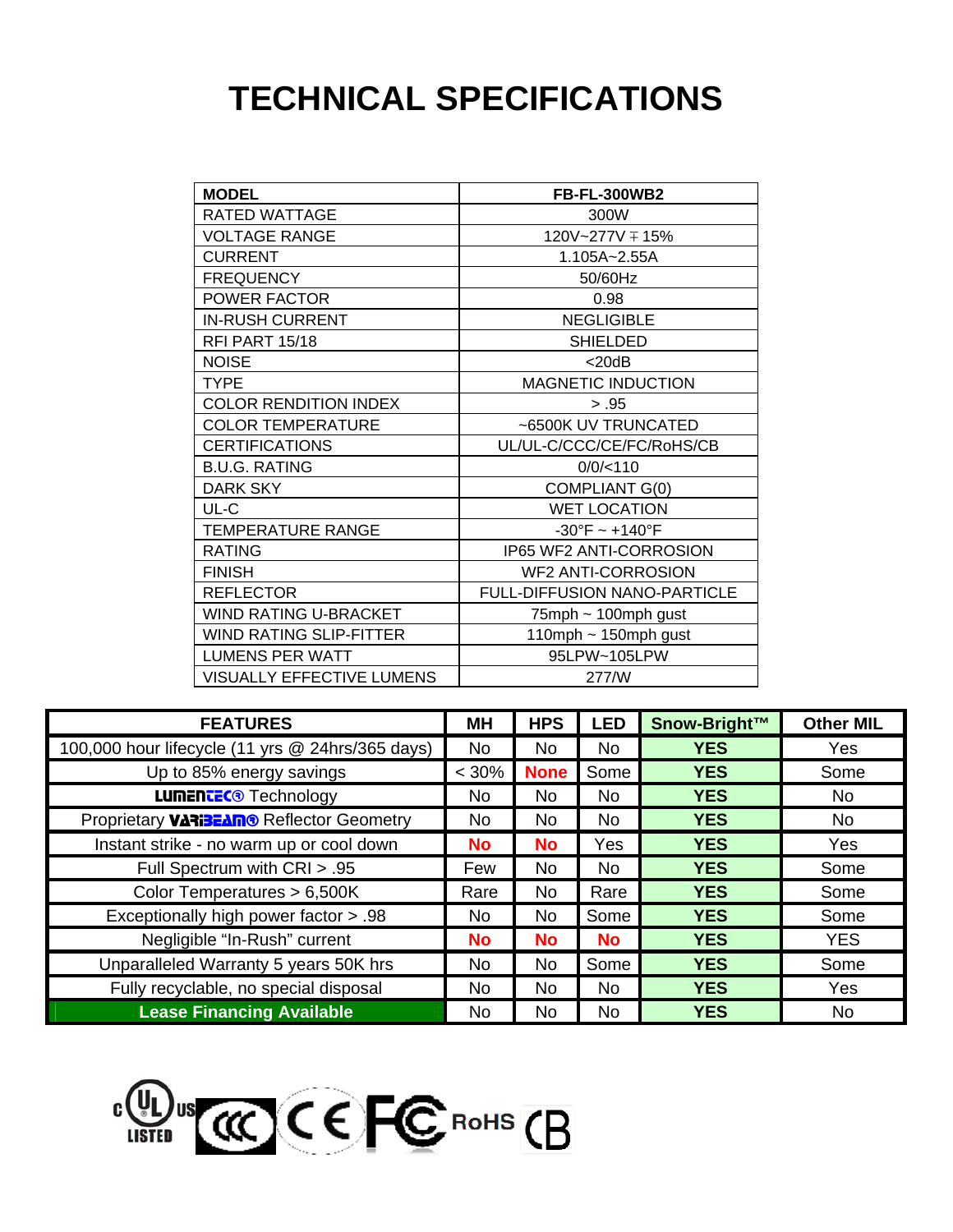# TECHNICAL SPECIFICATIONS

| MODEL | FB-FL-300WB2 |
|---|---|
| RATED WATTAGE | 300W |
| VOLTAGE RANGE | 120V~277V ∓ 15% |
| CURRENT | 1.105A~2.55A |
| FREQUENCY | 50/60Hz |
| POWER FACTOR | 0.98 |
| IN-RUSH CURRENT | NEGLIGIBLE |
| RFI PART 15/18 | SHIELDED |
| NOISE | <20dB |
| TYPE | MAGNETIC INDUCTION |
| COLOR RENDITION INDEX | > .95 |
| COLOR TEMPERATURE | ~6500K UV TRUNCATED |
| CERTIFICATIONS | UL/UL-C/CCC/CE/FC/RoHS/CB |
| B.U.G. RATING | 0/0/<110 |
| DARK SKY | COMPLIANT G(0) |
| UL-C | WET LOCATION |
| TEMPERATURE RANGE | -30°F ~ +140°F |
| RATING | IP65 WF2 ANTI-CORROSION |
| FINISH | WF2 ANTI-CORROSION |
| REFLECTOR | FULL-DIFFUSION NANO-PARTICLE |
| WIND RATING U-BRACKET | 75mph ~ 100mph gust |
| WIND RATING SLIP-FITTER | 110mph ~ 150mph gust |
| LUMENS PER WATT | 95LPW~105LPW |
| VISUALLY EFFECTIVE LUMENS | 277/W |

| FEATURES | MH | HPS | LED | Snow-Bright™ | Other MIL |
|---|---|---|---|---|---|
| 100,000 hour lifecycle (11 yrs @ 24hrs/365 days) | No | No | No | **YES** | Yes |
| Up to 85% energy savings | < 30% | **None** | Some | **YES** | Some |
| LUMENTEC® Technology | No | No | No | **YES** | No |
| Proprietary VARIBEAM® Reflector Geometry | No | No | No | **YES** | No |
| Instant strike - no warm up or cool down | **No** | **No** | Yes | **YES** | Yes |
| Full Spectrum with CRI > .95 | Few | No | No | **YES** | Some |
| Color Temperatures > 6,500K | Rare | No | Rare | **YES** | Some |
| Exceptionally high power factor > .98 | No | No | Some | **YES** | Some |
| Negligible "In-Rush" current | **No** | **No** | **No** | **YES** | YES |
| Unparalleled Warranty 5 years 50K hrs | No | No | Some | **YES** | Some |
| Fully recyclable, no special disposal | No | No | No | **YES** | Yes |
| **Lease Financing Available** | No | No | No | **YES** | No |

c UL us LISTED CCC CE FC RoHS CB